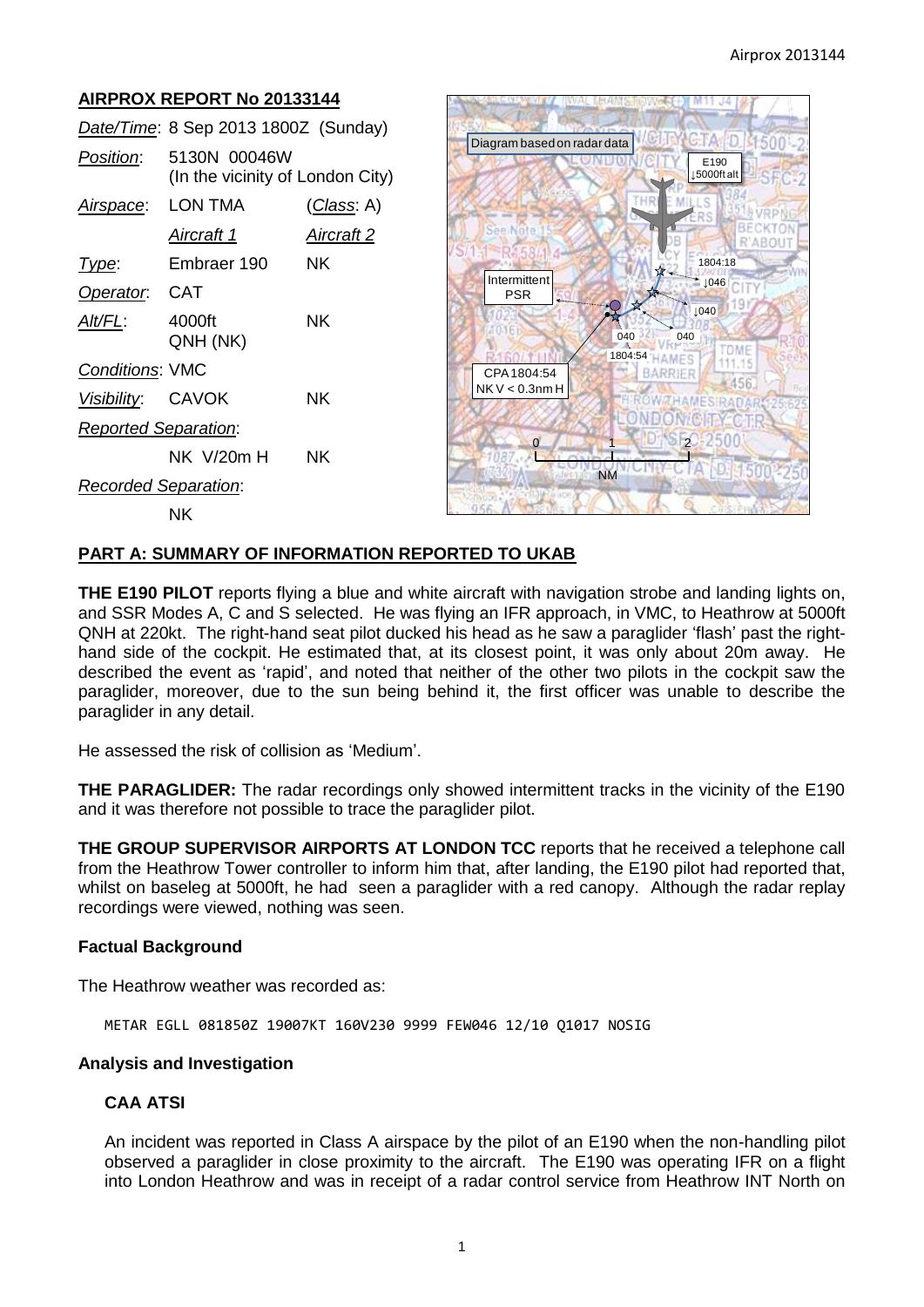## AIRPROX REPORT No 20133144

| | | |
|---|---|---|
| *Date/Time*: | 8 Sep 2013 1800Z (Sunday) | |
| *Position*: | 5130N 00046W (In the vicinity of London City) | |
| *Airspace*: | LON TMA | (*Class*: A) |
| | *Aircraft 1* | *Aircraft 2* |
| *Type*: | Embraer 190 | NK |
| *Operator*: | CAT | |
| *Alt/FL*: | 4000ft QNH (NK) | NK |
| *Conditions*: | VMC | |
| *Visibility*: | CAVOK | NK |
| *Reported Separation*: | | |
| | NK V/20m H | NK |
| *Recorded Separation*: | | |
| | NK | |

Diagram based on radar data

## PART A: SUMMARY OF INFORMATION REPORTED TO UKAB

**THE E190 PILOT** reports flying a blue and white aircraft with navigation strobe and landing lights on, and SSR Modes A, C and S selected. He was flying an IFR approach, in VMC, to Heathrow at 5000ft QNH at 220kt. The right-hand seat pilot ducked his head as he saw a paraglider 'flash' past the right-hand side of the cockpit. He estimated that, at its closest point, it was only about 20m away. He described the event as 'rapid', and noted that neither of the other two pilots in the cockpit saw the paraglider, moreover, due to the sun being behind it, the first officer was unable to describe the paraglider in any detail.

He assessed the risk of collision as 'Medium'.

**THE PARAGLIDER:** The radar recordings only showed intermittent tracks in the vicinity of the E190 and it was therefore not possible to trace the paraglider pilot.

**THE GROUP SUPERVISOR AIRPORTS AT LONDON TCC** reports that he received a telephone call from the Heathrow Tower controller to inform him that, after landing, the E190 pilot had reported that, whilst on baseleg at 5000ft, he had seen a paraglider with a red canopy. Although the radar replay recordings were viewed, nothing was seen.

### Factual Background

The Heathrow weather was recorded as:

```
METAR EGLL 081850Z 19007KT 160V230 9999 FEW046 12/10 Q1017 NOSIG
```

### Analysis and Investigation

#### CAA ATSI

An incident was reported in Class A airspace by the pilot of an E190 when the non-handling pilot observed a paraglider in close proximity to the aircraft. The E190 was operating IFR on a flight into London Heathrow and was in receipt of a radar control service from Heathrow INT North on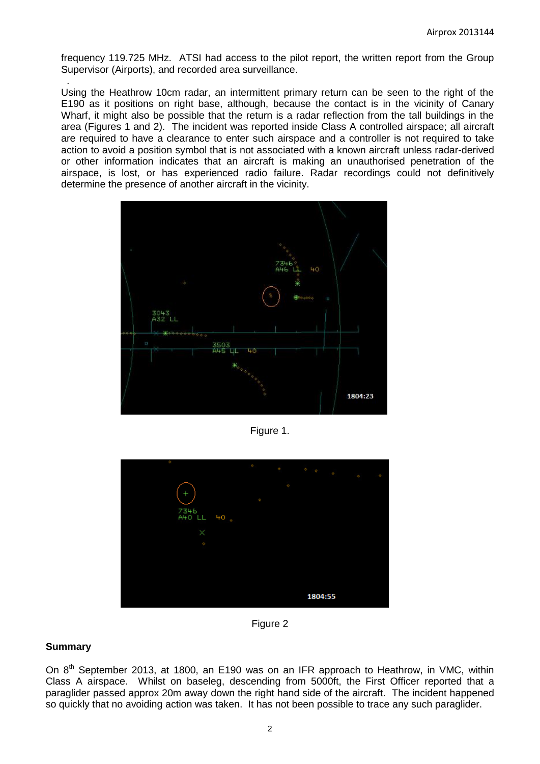frequency 119.725 MHz. ATSI had access to the pilot report, the written report from the Group Supervisor (Airports), and recorded area surveillance.

Using the Heathrow 10cm radar, an intermittent primary return can be seen to the right of the E190 as it positions on right base, although, because the contact is in the vicinity of Canary Wharf, it might also be possible that the return is a radar reflection from the tall buildings in the area (Figures 1 and 2). The incident was reported inside Class A controlled airspace; all aircraft are required to have a clearance to enter such airspace and a controller is not required to take action to avoid a position symbol that is not associated with a known aircraft unless radar-derived or other information indicates that an aircraft is making an unauthorised penetration of the airspace, is lost, or has experienced radio failure. Radar recordings could not definitively determine the presence of another aircraft in the vicinity.

Figure 1.

Figure 2

**Summary**

On 8th September 2013, at 1800, an E190 was on an IFR approach to Heathrow, in VMC, within Class A airspace. Whilst on baseleg, descending from 5000ft, the First Officer reported that a paraglider passed approx 20m away down the right hand side of the aircraft. The incident happened so quickly that no avoiding action was taken. It has not been possible to trace any such paraglider.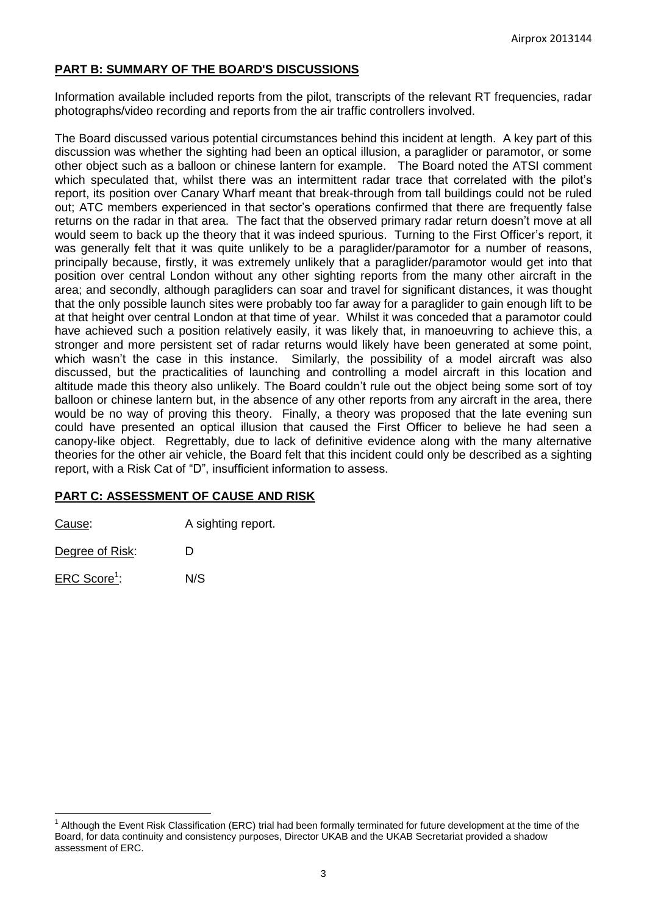## PART B: SUMMARY OF THE BOARD'S DISCUSSIONS

Information available included reports from the pilot, transcripts of the relevant RT frequencies, radar photographs/video recording and reports from the air traffic controllers involved.

The Board discussed various potential circumstances behind this incident at length. A key part of this discussion was whether the sighting had been an optical illusion, a paraglider or paramotor, or some other object such as a balloon or chinese lantern for example. The Board noted the ATSI comment which speculated that, whilst there was an intermittent radar trace that correlated with the pilot's report, its position over Canary Wharf meant that break-through from tall buildings could not be ruled out; ATC members experienced in that sector's operations confirmed that there are frequently false returns on the radar in that area. The fact that the observed primary radar return doesn't move at all would seem to back up the theory that it was indeed spurious. Turning to the First Officer's report, it was generally felt that it was quite unlikely to be a paraglider/paramotor for a number of reasons, principally because, firstly, it was extremely unlikely that a paraglider/paramotor would get into that position over central London without any other sighting reports from the many other aircraft in the area; and secondly, although paragliders can soar and travel for significant distances, it was thought that the only possible launch sites were probably too far away for a paraglider to gain enough lift to be at that height over central London at that time of year. Whilst it was conceded that a paramotor could have achieved such a position relatively easily, it was likely that, in manoeuvring to achieve this, a stronger and more persistent set of radar returns would likely have been generated at some point, which wasn't the case in this instance. Similarly, the possibility of a model aircraft was also discussed, but the practicalities of launching and controlling a model aircraft in this location and altitude made this theory also unlikely. The Board couldn't rule out the object being some sort of toy balloon or chinese lantern but, in the absence of any other reports from any aircraft in the area, there would be no way of proving this theory. Finally, a theory was proposed that the late evening sun could have presented an optical illusion that caused the First Officer to believe he had seen a canopy-like object. Regrettably, due to lack of definitive evidence along with the many alternative theories for the other air vehicle, the Board felt that this incident could only be described as a sighting report, with a Risk Cat of "D", insufficient information to assess.

## PART C: ASSESSMENT OF CAUSE AND RISK

Cause: A sighting report.

Degree of Risk: D

ERC Score[1]: N/S

---

[1] Although the Event Risk Classification (ERC) trial had been formally terminated for future development at the time of the Board, for data continuity and consistency purposes, Director UKAB and the UKAB Secretariat provided a shadow assessment of ERC.